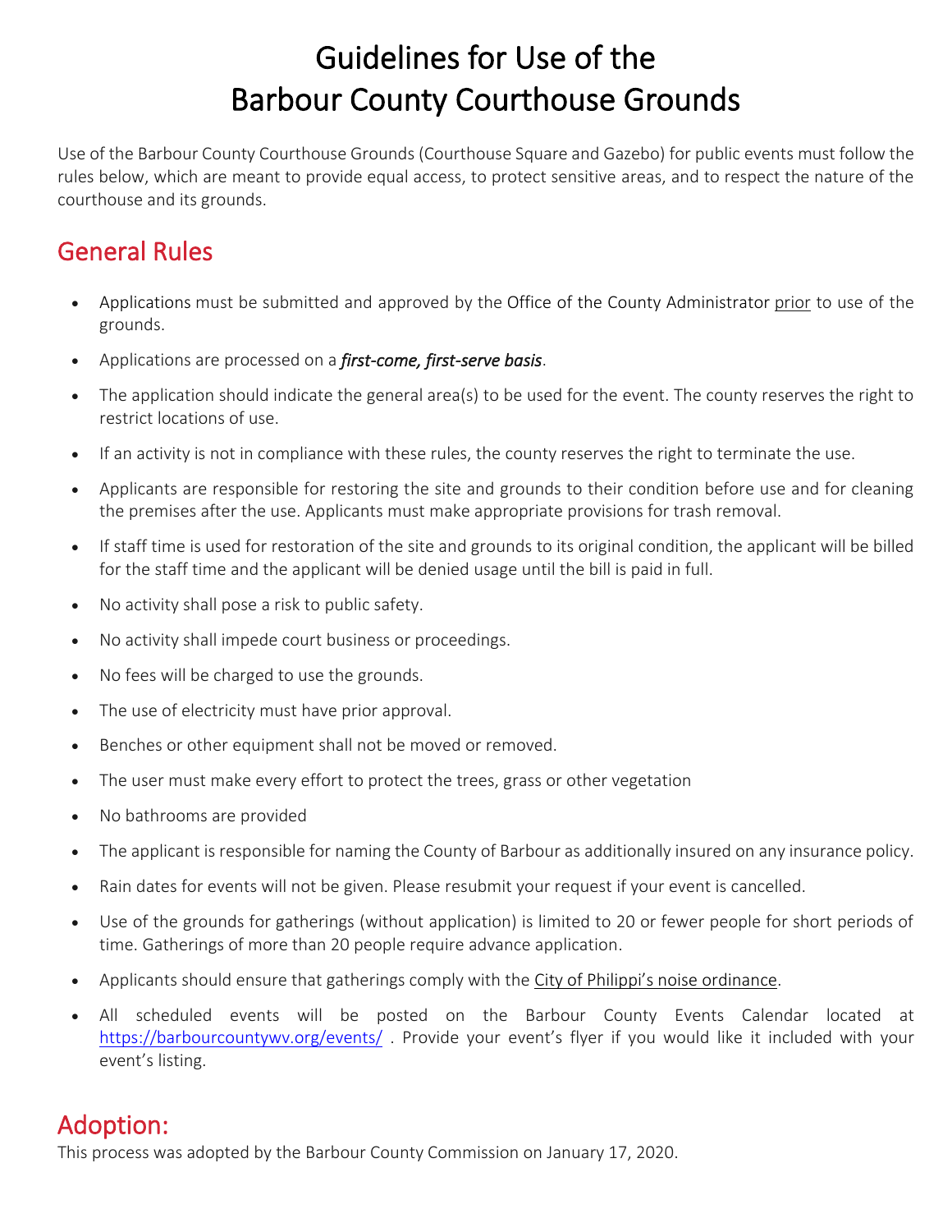# Guidelines for Use of the Barbour County Courthouse Grounds

Use of the Barbour County Courthouse Grounds (Courthouse Square and Gazebo) for public events must follow the rules below, which are meant to provide equal access, to protect sensitive areas, and to respect the nature of the courthouse and its grounds.

## General Rules

- Applications must be submitted and approved by the Office of the County Administrator prior to use of the grounds.
- Applications are processed on a ***first-come, first-serve basis***.
- The application should indicate the general area(s) to be used for the event. The county reserves the right to restrict locations of use.
- If an activity is not in compliance with these rules, the county reserves the right to terminate the use.
- Applicants are responsible for restoring the site and grounds to their condition before use and for cleaning the premises after the use. Applicants must make appropriate provisions for trash removal.
- If staff time is used for restoration of the site and grounds to its original condition, the applicant will be billed for the staff time and the applicant will be denied usage until the bill is paid in full.
- No activity shall pose a risk to public safety.
- No activity shall impede court business or proceedings.
- No fees will be charged to use the grounds.
- The use of electricity must have prior approval.
- Benches or other equipment shall not be moved or removed.
- The user must make every effort to protect the trees, grass or other vegetation
- No bathrooms are provided
- The applicant is responsible for naming the County of Barbour as additionally insured on any insurance policy.
- Rain dates for events will not be given. Please resubmit your request if your event is cancelled.
- Use of the grounds for gatherings (without application) is limited to 20 or fewer people for short periods of time. Gatherings of more than 20 people require advance application.
- Applicants should ensure that gatherings comply with the City of Philippi's noise ordinance.
- All scheduled events will be posted on the Barbour County Events Calendar located at https://barbourcountywv.org/events/ . Provide your event's flyer if you would like it included with your event's listing.

## Adoption:

This process was adopted by the Barbour County Commission on January 17, 2020.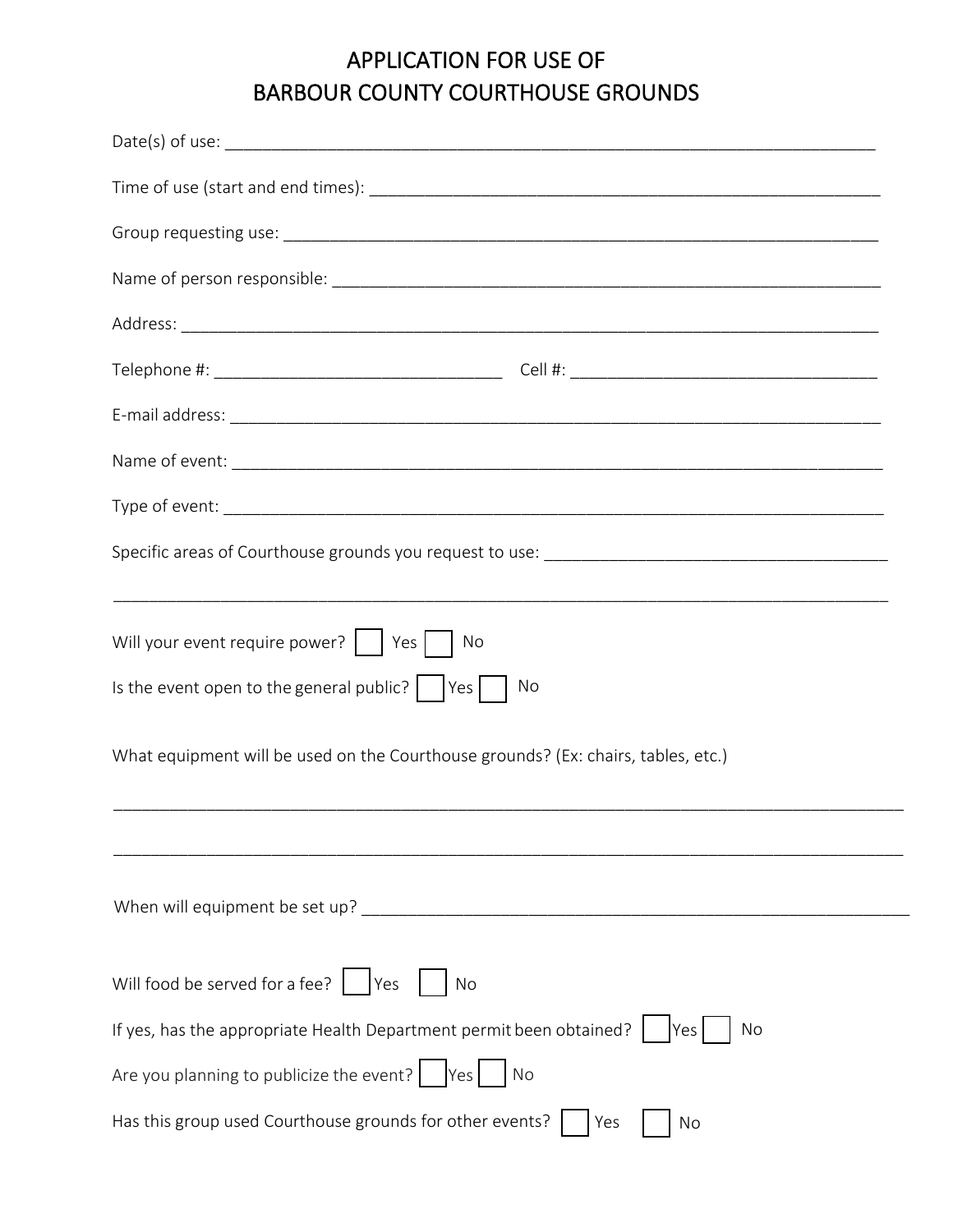# APPLICATION FOR USE OF
# BARBOUR COUNTY COURTHOUSE GROUNDS

Date(s) of use: ___________________________________________________________________________

Time of use (start and end times): ___________________________________________________________

Group requesting use: ______________________________________________________________________

Name of person responsible: _________________________________________________________________

Address: __________________________________________________________________________________

Telephone #: _________________________________ Cell #: __________________________________

E-mail address: _____________________________________________________________________________

Name of event: ______________________________________________________________________________

Type of event: _______________________________________________________________________________

Specific areas of Courthouse grounds you request to use: _____________________________________

_____________________________________________________________________________________________

Will your event require power? ☐ Yes ☐ No

Is the event open to the general public? ☐ Yes ☐ No

What equipment will be used on the Courthouse grounds? (Ex: chairs, tables, etc.)

_____________________________________________________________________________________________

_____________________________________________________________________________________________

When will equipment be set up? ______________________________________________________________

Will food be served for a fee? ☐ Yes ☐ No

If yes, has the appropriate Health Department permit been obtained? ☐ Yes ☐ No

Are you planning to publicize the event? ☐ Yes ☐ No

Has this group used Courthouse grounds for other events? ☐ Yes ☐ No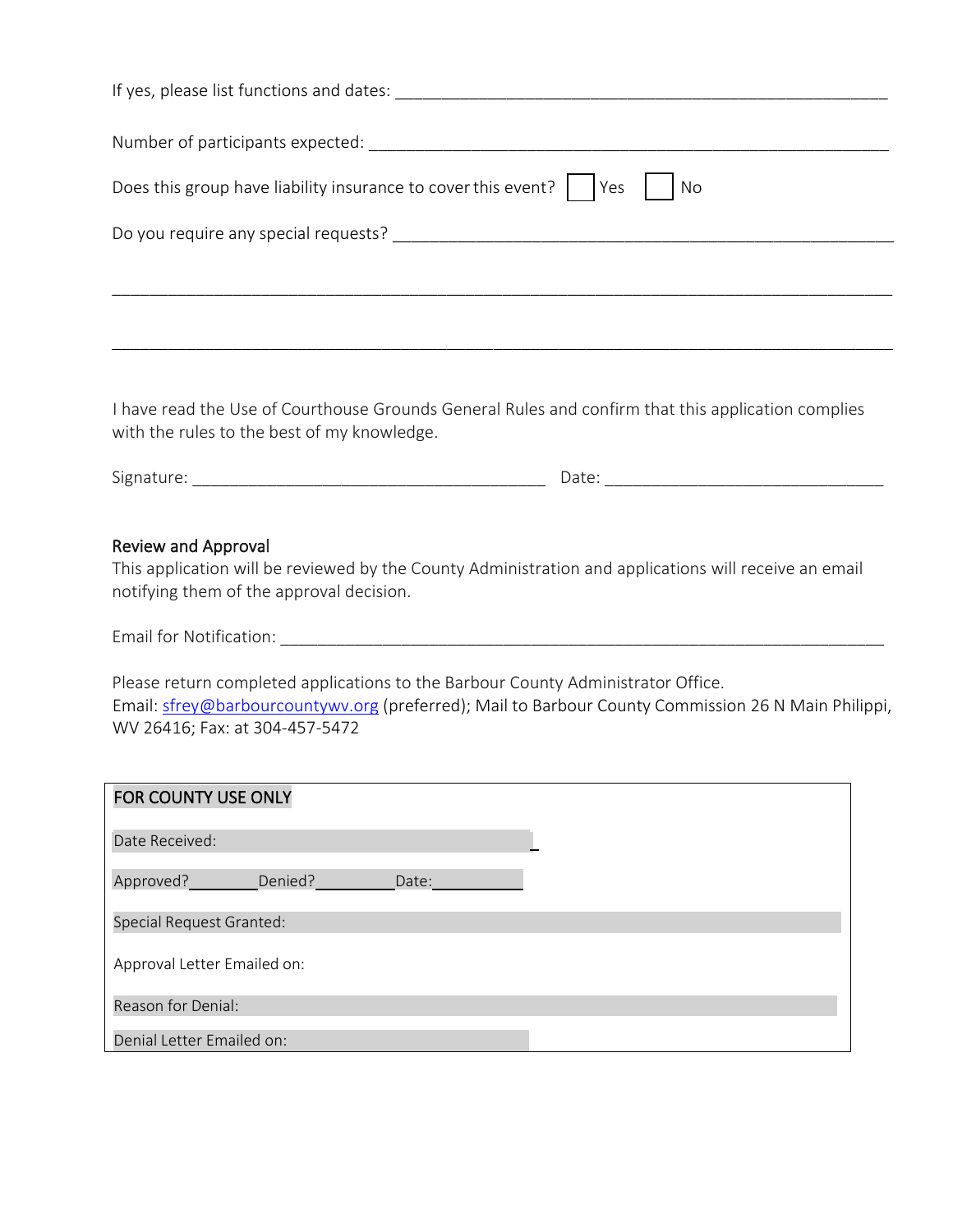If yes, please list functions and dates: ____________________________________________________

Number of participants expected: _______________________________________________________

Does this group have liability insurance to cover this event? ☐ Yes ☐ No

Do you require any special requests? ____________________________________________________

___________________________________________________________________________________

___________________________________________________________________________________

I have read the Use of Courthouse Grounds General Rules and confirm that this application complies with the rules to the best of my knowledge.

Signature: _______________________________________ Date: ______________________________

### Review and Approval

This application will be reviewed by the County Administration and applications will receive an email notifying them of the approval decision.

Email for Notification: _____________________________________________________________________

Please return completed applications to the Barbour County Administrator Office.
Email: sfrey@barbourcountywv.org (preferred); Mail to Barbour County Commission 26 N Main Philippi, WV 26416; Fax: at 304-457-5472

| FOR COUNTY USE ONLY |
| --- |
| Date Received: |
| Approved?________ Denied?_________ Date:___________ |
| Special Request Granted: |
| Approval Letter Emailed on: |
| Reason for Denial: |
| Denial Letter Emailed on: |